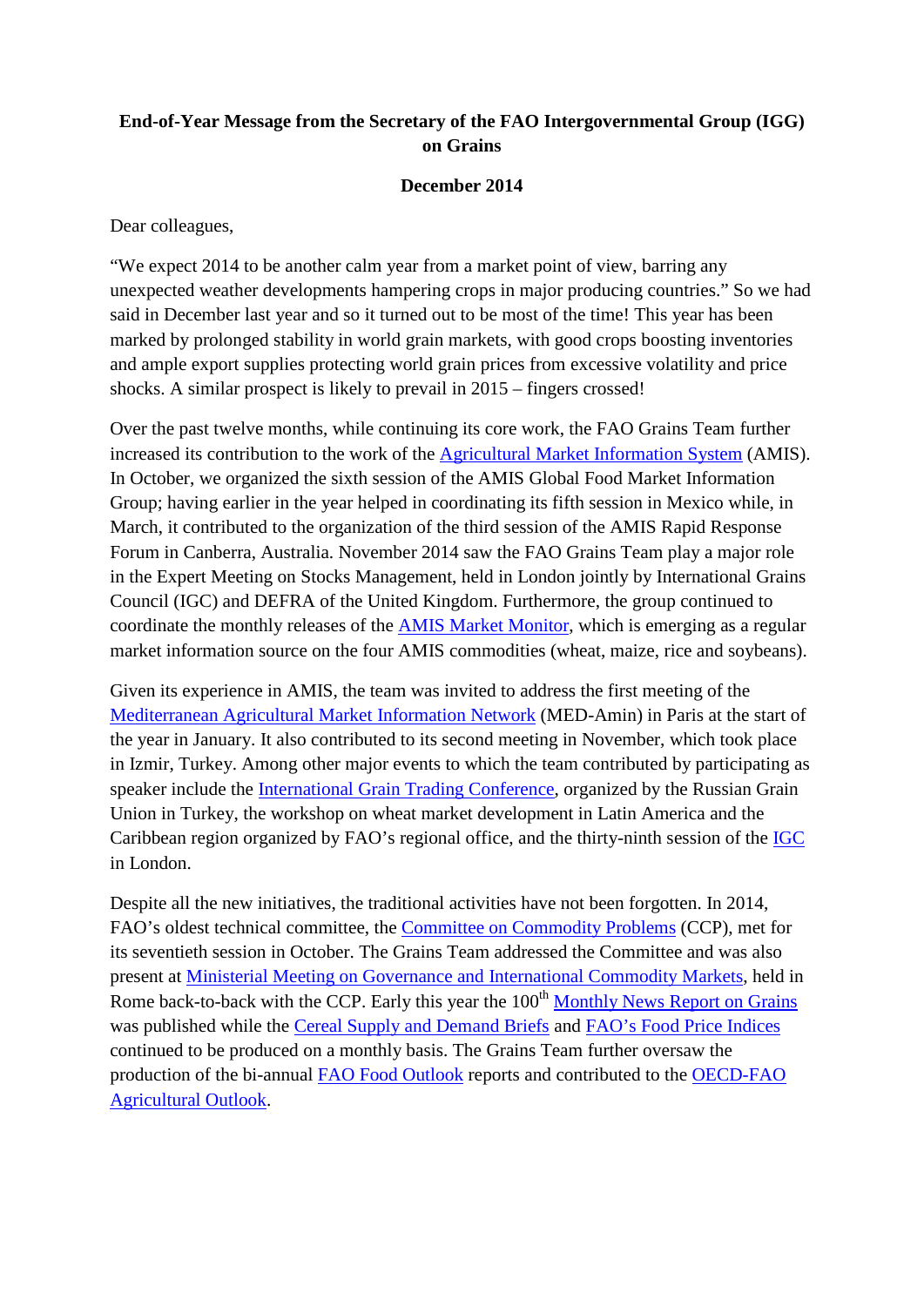**End-of-Year Message from the Secretary of the FAO Intergovernmental Group (IGG) on Grains**

**December 2014**

Dear colleagues,

"We expect 2014 to be another calm year from a market point of view, barring any unexpected weather developments hampering crops in major producing countries." So we had said in December last year and so it turned out to be most of the time! This year has been marked by prolonged stability in world grain markets, with good crops boosting inventories and ample export supplies protecting world grain prices from excessive volatility and price shocks. A similar prospect is likely to prevail in 2015 – fingers crossed!

Over the past twelve months, while continuing its core work, the FAO Grains Team further increased its contribution to the work of the Agricultural Market Information System (AMIS). In October, we organized the sixth session of the AMIS Global Food Market Information Group; having earlier in the year helped in coordinating its fifth session in Mexico while, in March, it contributed to the organization of the third session of the AMIS Rapid Response Forum in Canberra, Australia. November 2014 saw the FAO Grains Team play a major role in the Expert Meeting on Stocks Management, held in London jointly by International Grains Council (IGC) and DEFRA of the United Kingdom. Furthermore, the group continued to coordinate the monthly releases of the AMIS Market Monitor, which is emerging as a regular market information source on the four AMIS commodities (wheat, maize, rice and soybeans).

Given its experience in AMIS, the team was invited to address the first meeting of the Mediterranean Agricultural Market Information Network (MED-Amin) in Paris at the start of the year in January. It also contributed to its second meeting in November, which took place in Izmir, Turkey. Among other major events to which the team contributed by participating as speaker include the International Grain Trading Conference, organized by the Russian Grain Union in Turkey, the workshop on wheat market development in Latin America and the Caribbean region organized by FAO's regional office, and the thirty-ninth session of the IGC in London.

Despite all the new initiatives, the traditional activities have not been forgotten. In 2014, FAO's oldest technical committee, the Committee on Commodity Problems (CCP), met for its seventieth session in October. The Grains Team addressed the Committee and was also present at Ministerial Meeting on Governance and International Commodity Markets, held in Rome back-to-back with the CCP. Early this year the 100th Monthly News Report on Grains was published while the Cereal Supply and Demand Briefs and FAO's Food Price Indices continued to be produced on a monthly basis. The Grains Team further oversaw the production of the bi-annual FAO Food Outlook reports and contributed to the OECD-FAO Agricultural Outlook.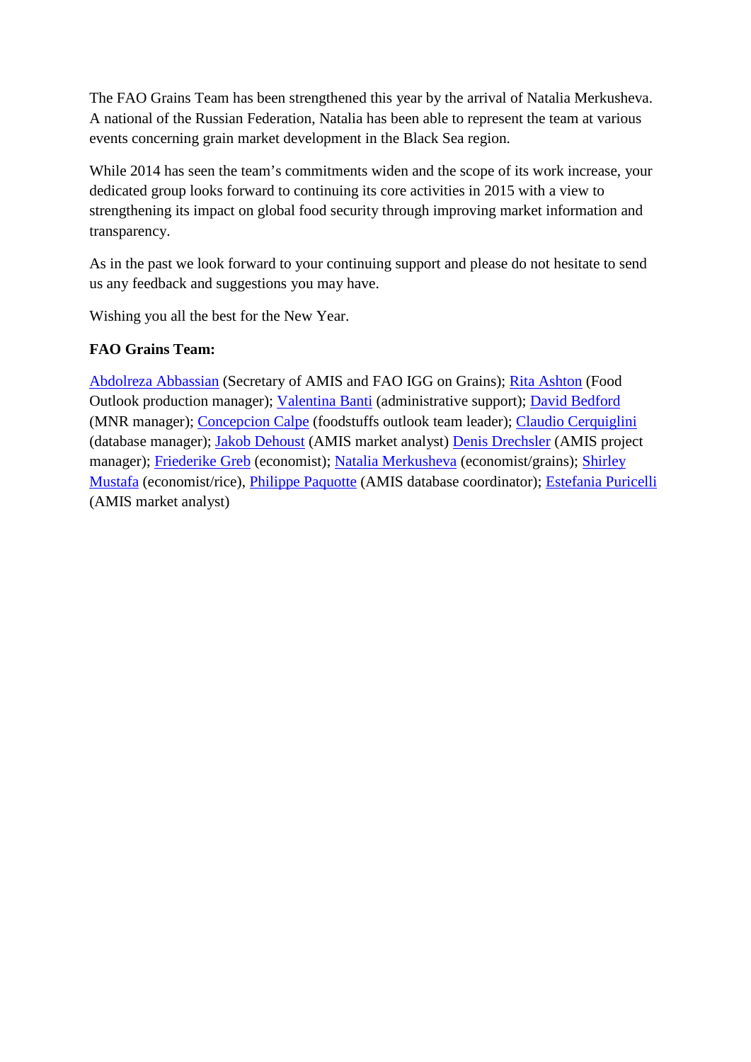The FAO Grains Team has been strengthened this year by the arrival of Natalia Merkusheva. A national of the Russian Federation, Natalia has been able to represent the team at various events concerning grain market development in the Black Sea region.

While 2014 has seen the team's commitments widen and the scope of its work increase, your dedicated group looks forward to continuing its core activities in 2015 with a view to strengthening its impact on global food security through improving market information and transparency.

As in the past we look forward to your continuing support and please do not hesitate to send us any feedback and suggestions you may have.

Wishing you all the best for the New Year.

**FAO Grains Team:**

Abdolreza Abbassian (Secretary of AMIS and FAO IGG on Grains); Rita Ashton (Food Outlook production manager); Valentina Banti (administrative support); David Bedford (MNR manager); Concepcion Calpe (foodstuffs outlook team leader); Claudio Cerquiglini (database manager); Jakob Dehoust (AMIS market analyst) Denis Drechsler (AMIS project manager); Friederike Greb (economist); Natalia Merkusheva (economist/grains); Shirley Mustafa (economist/rice), Philippe Paquotte (AMIS database coordinator); Estefania Puricelli (AMIS market analyst)